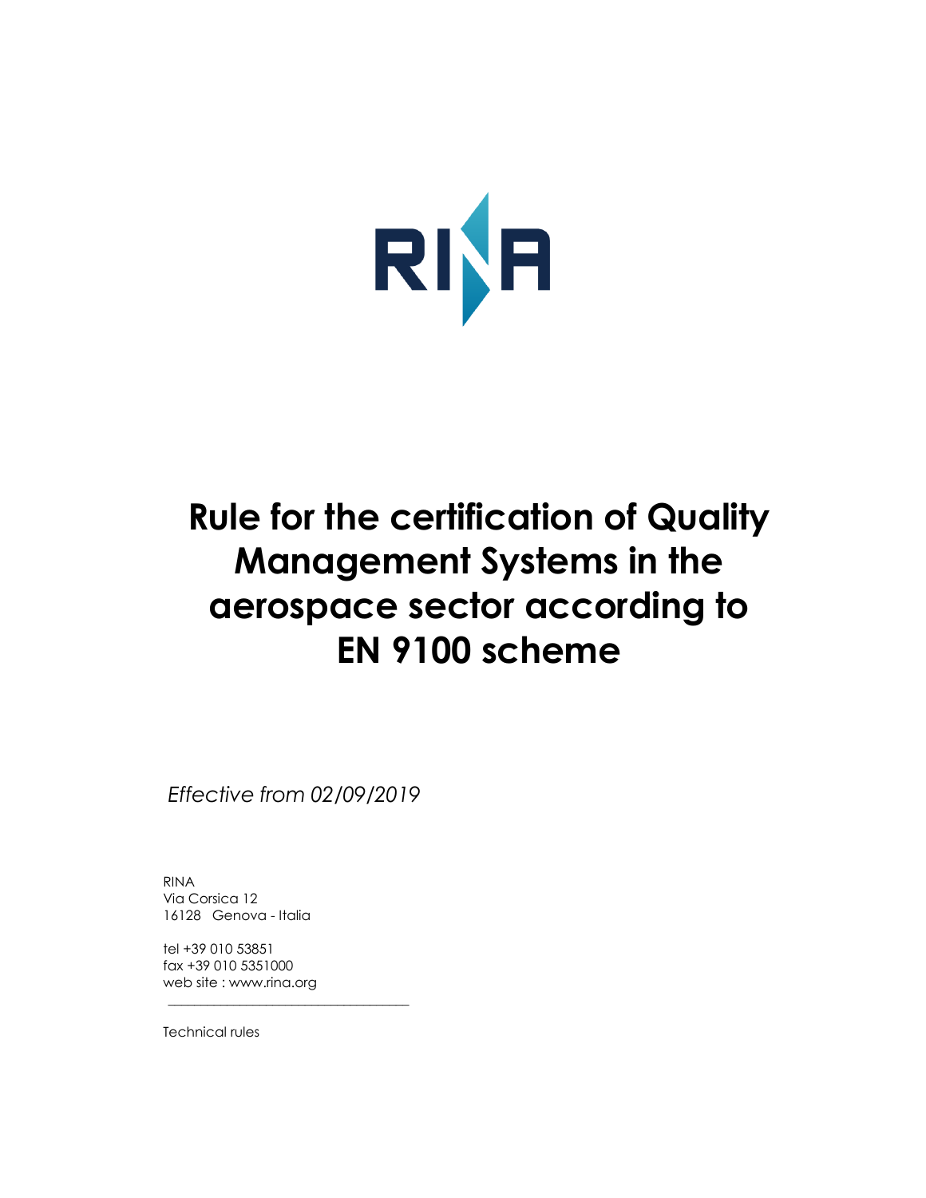RINA

# Rule for the certification of Quality Management Systems in the aerospace sector according to EN 9100 scheme

*Effective from 02/09/2019*

RINA
Via Corsica 12
16128 Genova - Italia

tel +39 010 53851
fax +39 010 5351000
web site : www.rina.org

Technical rules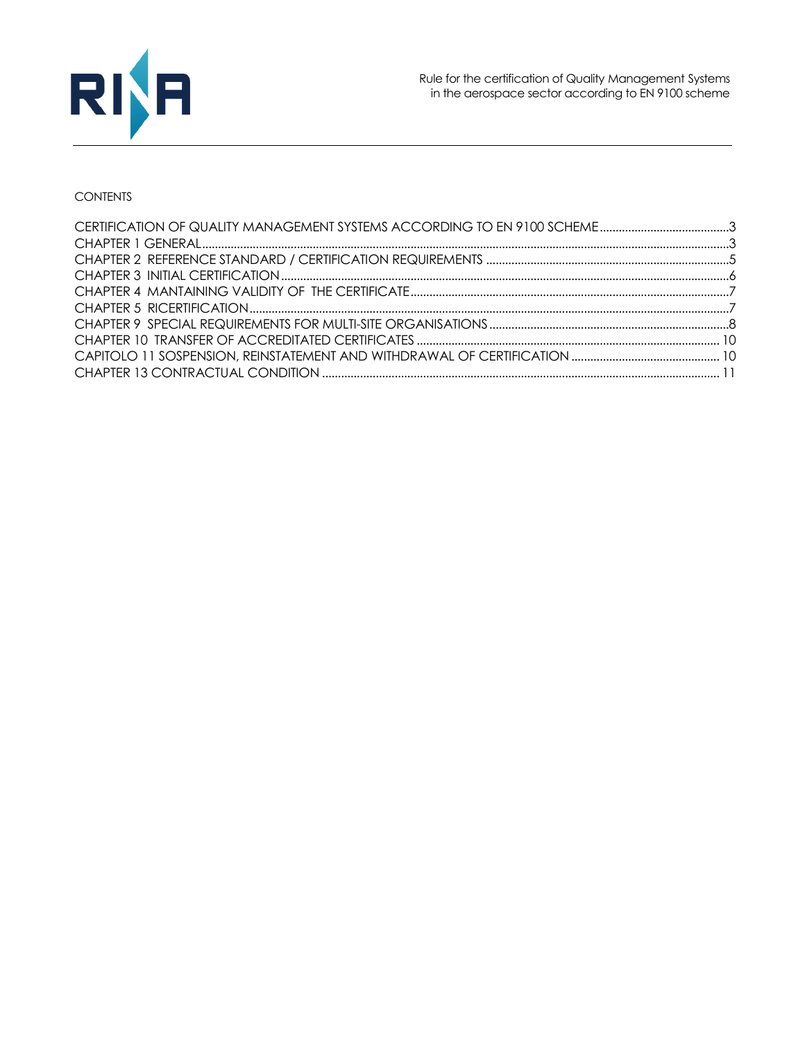CONTENTS

CERTIFICATION OF QUALITY MANAGEMENT SYSTEMS ACCORDING TO EN 9100 SCHEME ..........3
CHAPTER 1 GENERAL ..........3
CHAPTER 2 REFERENCE STANDARD / CERTIFICATION REQUIREMENTS ..........5
CHAPTER 3 INITIAL CERTIFICATION ..........6
CHAPTER 4 MANTAINING VALIDITY OF THE CERTIFICATE ..........7
CHAPTER 5 RICERTIFICATION ..........7
CHAPTER 9 SPECIAL REQUIREMENTS FOR MULTI-SITE ORGANISATIONS ..........8
CHAPTER 10 TRANSFER OF ACCREDITATED CERTIFICATES ..........10
CAPITOLO 11 SOSPENSION, REINSTATEMENT AND WITHDRAWAL OF CERTIFICATION ..........10
CHAPTER 13 CONTRACTUAL CONDITION ..........11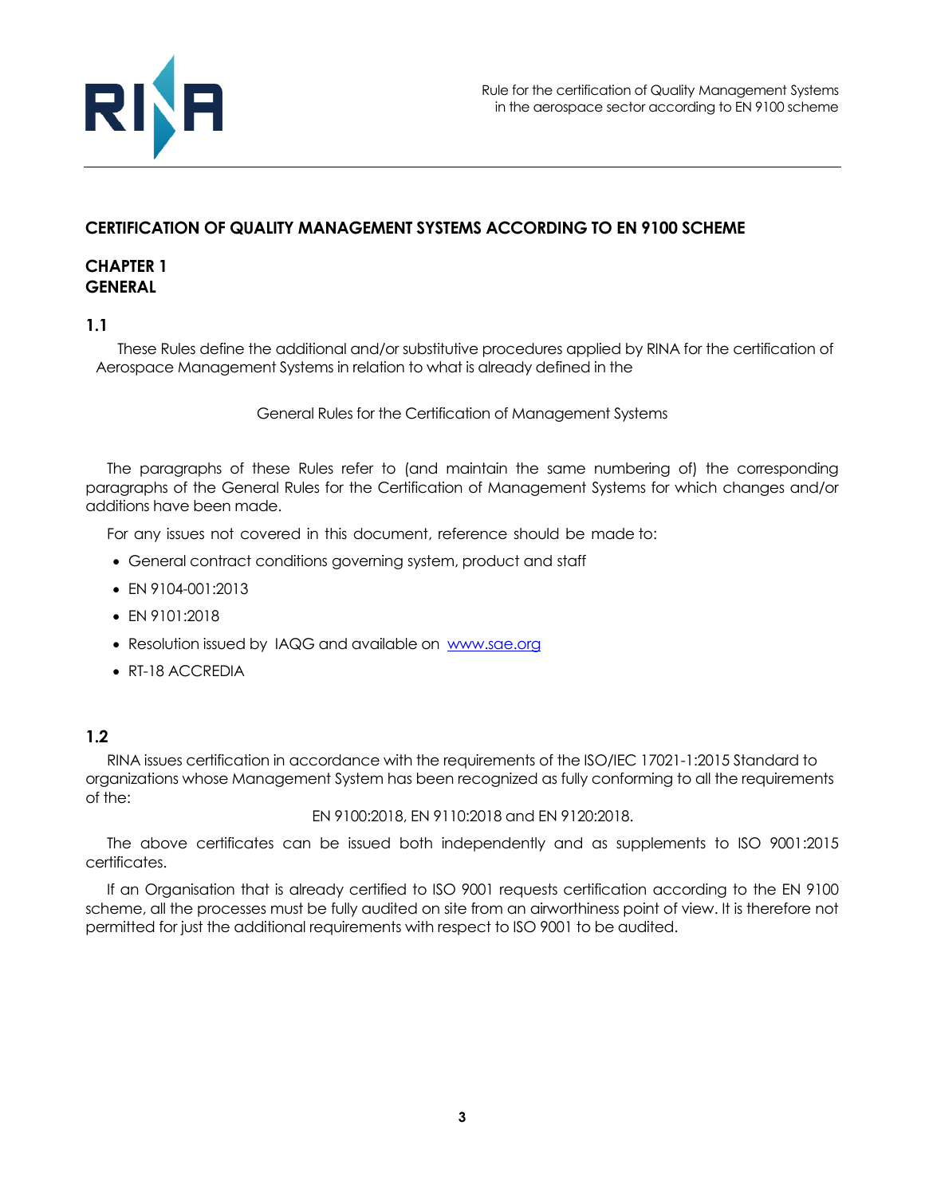# CERTIFICATION OF QUALITY MANAGEMENT SYSTEMS ACCORDING TO EN 9100 SCHEME

## CHAPTER 1
## GENERAL

### 1.1

These Rules define the additional and/or substitutive procedures applied by RINA for the certification of Aerospace Management Systems in relation to what is already defined in the

General Rules for the Certification of Management Systems

The paragraphs of these Rules refer to (and maintain the same numbering of) the corresponding paragraphs of the General Rules for the Certification of Management Systems for which changes and/or additions have been made.

For any issues not covered in this document, reference should be made to:

- General contract conditions governing system, product and staff
- EN 9104-001:2013
- EN 9101:2018
- Resolution issued by IAQG and available on [www.sae.org](www.sae.org)
- RT-18 ACCREDIA

### 1.2

RINA issues certification in accordance with the requirements of the ISO/IEC 17021-1:2015 Standard to organizations whose Management System has been recognized as fully conforming to all the requirements of the:

EN 9100:2018, EN 9110:2018 and EN 9120:2018.

The above certificates can be issued both independently and as supplements to ISO 9001:2015 certificates.

If an Organisation that is already certified to ISO 9001 requests certification according to the EN 9100 scheme, all the processes must be fully audited on site from an airworthiness point of view. It is therefore not permitted for just the additional requirements with respect to ISO 9001 to be audited.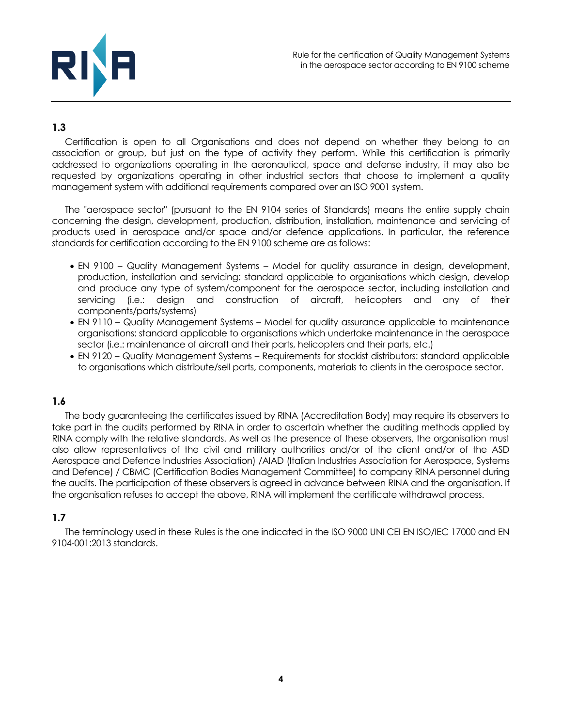## 1.3

Certification is open to all Organisations and does not depend on whether they belong to an association or group, but just on the type of activity they perform. While this certification is primarily addressed to organizations operating in the aeronautical, space and defense industry, it may also be requested by organizations operating in other industrial sectors that choose to implement a quality management system with additional requirements compared over an ISO 9001 system.

The "aerospace sector" (pursuant to the EN 9104 series of Standards) means the entire supply chain concerning the design, development, production, distribution, installation, maintenance and servicing of products used in aerospace and/or space and/or defence applications. In particular, the reference standards for certification according to the EN 9100 scheme are as follows:

- EN 9100 – Quality Management Systems – Model for quality assurance in design, development, production, installation and servicing: standard applicable to organisations which design, develop and produce any type of system/component for the aerospace sector, including installation and servicing (i.e.: design and construction of aircraft, helicopters and any of their components/parts/systems)
- EN 9110 – Quality Management Systems – Model for quality assurance applicable to maintenance organisations: standard applicable to organisations which undertake maintenance in the aerospace sector (i.e.: maintenance of aircraft and their parts, helicopters and their parts, etc.)
- EN 9120 – Quality Management Systems – Requirements for stockist distributors: standard applicable to organisations which distribute/sell parts, components, materials to clients in the aerospace sector.

## 1.6

The body guaranteeing the certificates issued by RINA (Accreditation Body) may require its observers to take part in the audits performed by RINA in order to ascertain whether the auditing methods applied by RINA comply with the relative standards. As well as the presence of these observers, the organisation must also allow representatives of the civil and military authorities and/or of the client and/or of the ASD Aerospace and Defence Industries Association) /AIAD (Italian Industries Association for Aerospace, Systems and Defence) / CBMC (Certification Bodies Management Committee) to company RINA personnel during the audits. The participation of these observers is agreed in advance between RINA and the organisation. If the organisation refuses to accept the above, RINA will implement the certificate withdrawal process.

## 1.7

The terminology used in these Rules is the one indicated in the ISO 9000 UNI CEI EN ISO/IEC 17000 and EN 9104-001:2013 standards.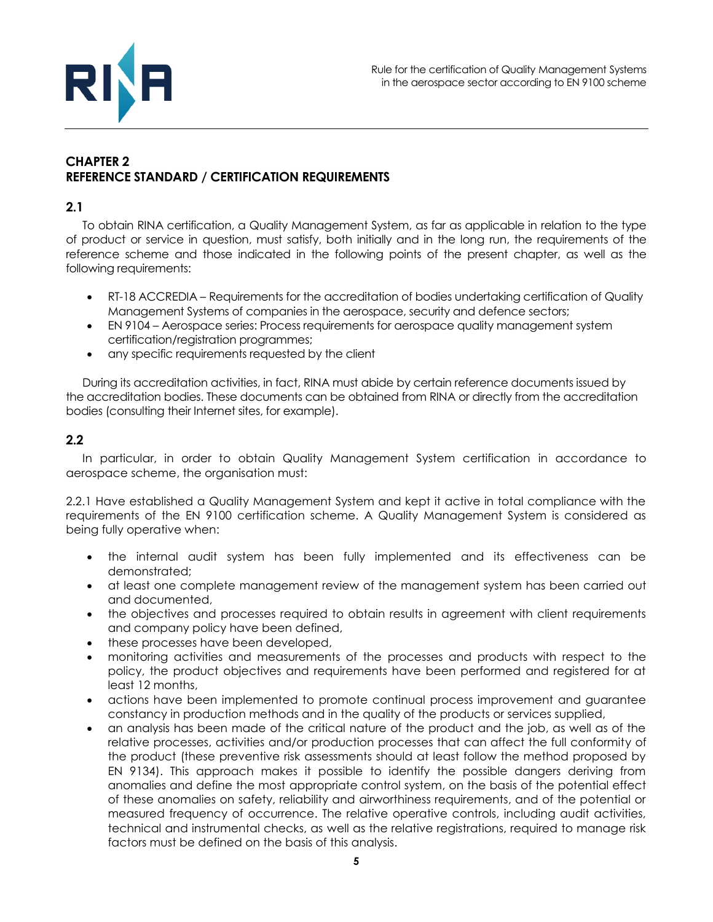## CHAPTER 2
## REFERENCE STANDARD / CERTIFICATION REQUIREMENTS

### 2.1

To obtain RINA certification, a Quality Management System, as far as applicable in relation to the type of product or service in question, must satisfy, both initially and in the long run, the requirements of the reference scheme and those indicated in the following points of the present chapter, as well as the following requirements:

- RT-18 ACCREDIA – Requirements for the accreditation of bodies undertaking certification of Quality Management Systems of companies in the aerospace, security and defence sectors;
- EN 9104 – Aerospace series: Process requirements for aerospace quality management system certification/registration programmes;
- any specific requirements requested by the client

During its accreditation activities, in fact, RINA must abide by certain reference documents issued by the accreditation bodies. These documents can be obtained from RINA or directly from the accreditation bodies (consulting their Internet sites, for example).

### 2.2

In particular, in order to obtain Quality Management System certification in accordance to aerospace scheme, the organisation must:

2.2.1 Have established a Quality Management System and kept it active in total compliance with the requirements of the EN 9100 certification scheme. A Quality Management System is considered as being fully operative when:

- the internal audit system has been fully implemented and its effectiveness can be demonstrated;
- at least one complete management review of the management system has been carried out and documented,
- the objectives and processes required to obtain results in agreement with client requirements and company policy have been defined,
- these processes have been developed,
- monitoring activities and measurements of the processes and products with respect to the policy, the product objectives and requirements have been performed and registered for at least 12 months,
- actions have been implemented to promote continual process improvement and guarantee constancy in production methods and in the quality of the products or services supplied,
- an analysis has been made of the critical nature of the product and the job, as well as of the relative processes, activities and/or production processes that can affect the full conformity of the product (these preventive risk assessments should at least follow the method proposed by EN 9134). This approach makes it possible to identify the possible dangers deriving from anomalies and define the most appropriate control system, on the basis of the potential effect of these anomalies on safety, reliability and airworthiness requirements, and of the potential or measured frequency of occurrence. The relative operative controls, including audit activities, technical and instrumental checks, as well as the relative registrations, required to manage risk factors must be defined on the basis of this analysis.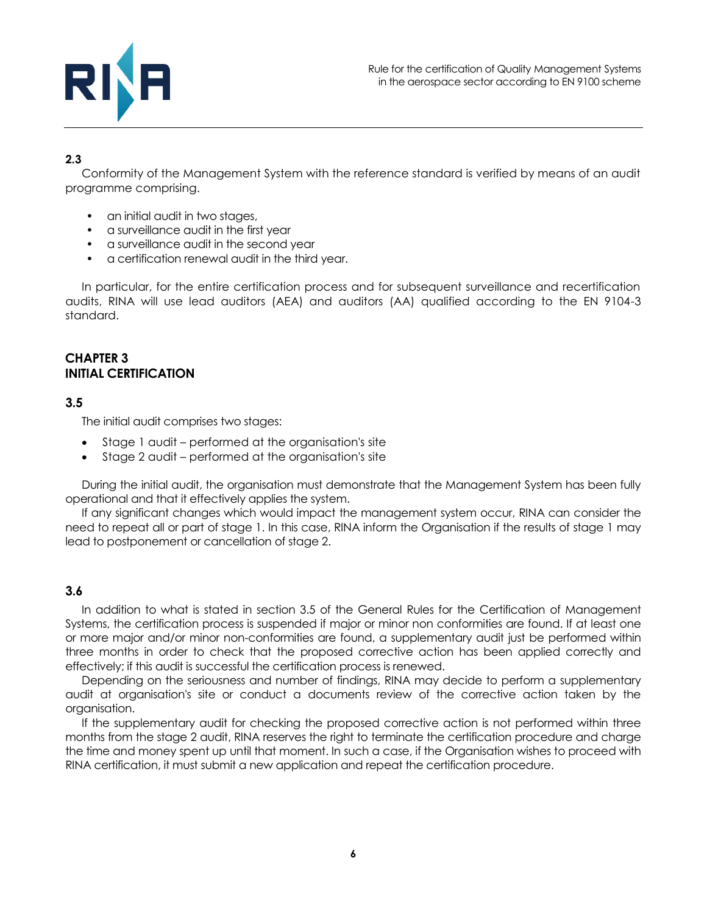**2.3**

Conformity of the Management System with the reference standard is verified by means of an audit programme comprising.

- an initial audit in two stages,
- a surveillance audit in the first year
- a surveillance audit in the second year
- a certification renewal audit in the third year.

In particular, for the entire certification process and for subsequent surveillance and recertification audits, RINA will use lead auditors (AEA) and auditors (AA) qualified according to the EN 9104-3 standard.

## CHAPTER 3
## INITIAL CERTIFICATION

**3.5**

The initial audit comprises two stages:

- Stage 1 audit – performed at the organisation's site
- Stage 2 audit – performed at the organisation's site

During the initial audit, the organisation must demonstrate that the Management System has been fully operational and that it effectively applies the system.

If any significant changes which would impact the management system occur, RINA can consider the need to repeat all or part of stage 1. In this case, RINA inform the Organisation if the results of stage 1 may lead to postponement or cancellation of stage 2.

**3.6**

In addition to what is stated in section 3.5 of the General Rules for the Certification of Management Systems, the certification process is suspended if major or minor non conformities are found. If at least one or more major and/or minor non-conformities are found, a supplementary audit just be performed within three months in order to check that the proposed corrective action has been applied correctly and effectively; if this audit is successful the certification process is renewed.

Depending on the seriousness and number of findings, RINA may decide to perform a supplementary audit at organisation's site or conduct a documents review of the corrective action taken by the organisation.

If the supplementary audit for checking the proposed corrective action is not performed within three months from the stage 2 audit, RINA reserves the right to terminate the certification procedure and charge the time and money spent up until that moment. In such a case, if the Organisation wishes to proceed with RINA certification, it must submit a new application and repeat the certification procedure.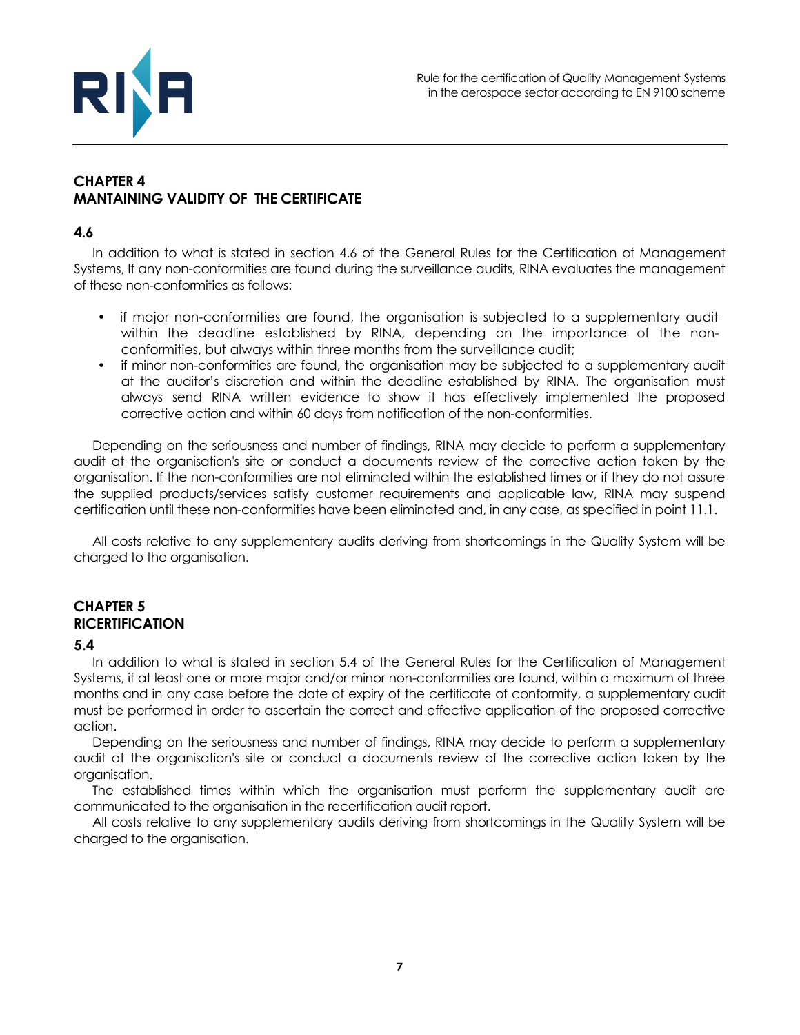## CHAPTER 4
## MANTAINING VALIDITY OF THE CERTIFICATE

### 4.6

In addition to what is stated in section 4.6 of the General Rules for the Certification of Management Systems, If any non-conformities are found during the surveillance audits, RINA evaluates the management of these non-conformities as follows:

- if major non-conformities are found, the organisation is subjected to a supplementary audit within the deadline established by RINA, depending on the importance of the non-conformities, but always within three months from the surveillance audit;
- if minor non-conformities are found, the organisation may be subjected to a supplementary audit at the auditor's discretion and within the deadline established by RINA. The organisation must always send RINA written evidence to show it has effectively implemented the proposed corrective action and within 60 days from notification of the non-conformities.

Depending on the seriousness and number of findings, RINA may decide to perform a supplementary audit at the organisation's site or conduct a documents review of the corrective action taken by the organisation. If the non-conformities are not eliminated within the established times or if they do not assure the supplied products/services satisfy customer requirements and applicable law, RINA may suspend certification until these non-conformities have been eliminated and, in any case, as specified in point 11.1.

All costs relative to any supplementary audits deriving from shortcomings in the Quality System will be charged to the organisation.

## CHAPTER 5
## RICERTIFICATION

### 5.4

In addition to what is stated in section 5.4 of the General Rules for the Certification of Management Systems, if at least one or more major and/or minor non-conformities are found, within a maximum of three months and in any case before the date of expiry of the certificate of conformity, a supplementary audit must be performed in order to ascertain the correct and effective application of the proposed corrective action.

Depending on the seriousness and number of findings, RINA may decide to perform a supplementary audit at the organisation's site or conduct a documents review of the corrective action taken by the organisation.

The established times within which the organisation must perform the supplementary audit are communicated to the organisation in the recertification audit report.

All costs relative to any supplementary audits deriving from shortcomings in the Quality System will be charged to the organisation.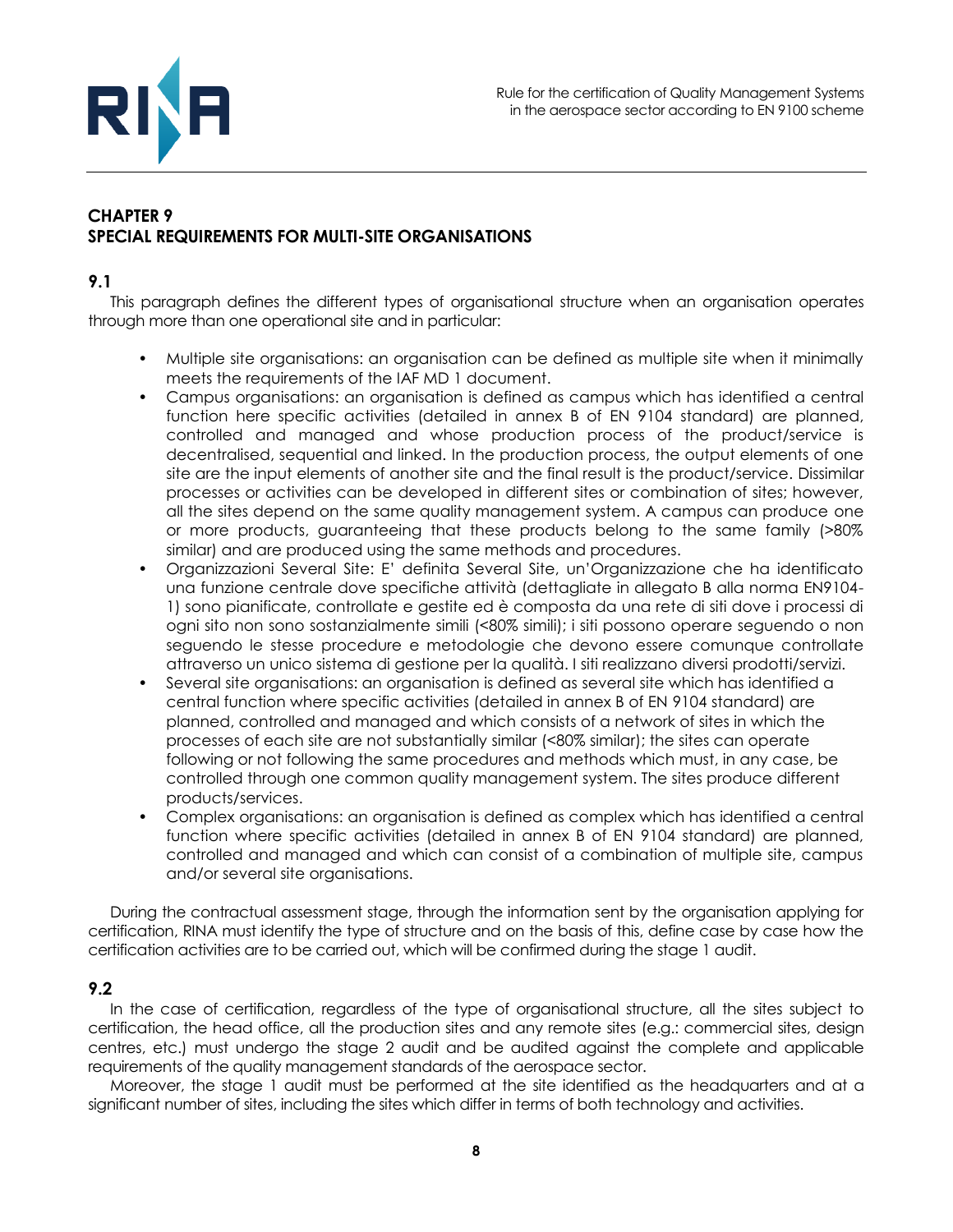## CHAPTER 9
## SPECIAL REQUIREMENTS FOR MULTI-SITE ORGANISATIONS

### 9.1

This paragraph defines the different types of organisational structure when an organisation operates through more than one operational site and in particular:

- Multiple site organisations: an organisation can be defined as multiple site when it minimally meets the requirements of the IAF MD 1 document.
- Campus organisations: an organisation is defined as campus which has identified a central function here specific activities (detailed in annex B of EN 9104 standard) are planned, controlled and managed and whose production process of the product/service is decentralised, sequential and linked. In the production process, the output elements of one site are the input elements of another site and the final result is the product/service. Dissimilar processes or activities can be developed in different sites or combination of sites; however, all the sites depend on the same quality management system. A campus can produce one or more products, guaranteeing that these products belong to the same family (>80% similar) and are produced using the same methods and procedures.
- Organizzazioni Several Site: E' definita Several Site, un'Organizzazione che ha identificato una funzione centrale dove specifiche attività (dettagliate in allegato B alla norma EN9104-1) sono pianificate, controllate e gestite ed è composta da una rete di siti dove i processi di ogni sito non sono sostanzialmente simili (<80% simili); i siti possono operare seguendo o non seguendo le stesse procedure e metodologie che devono essere comunque controllate attraverso un unico sistema di gestione per la qualità. I siti realizzano diversi prodotti/servizi.
- Several site organisations: an organisation is defined as several site which has identified a central function where specific activities (detailed in annex B of EN 9104 standard) are planned, controlled and managed and which consists of a network of sites in which the processes of each site are not substantially similar (<80% similar); the sites can operate following or not following the same procedures and methods which must, in any case, be controlled through one common quality management system. The sites produce different products/services.
- Complex organisations: an organisation is defined as complex which has identified a central function where specific activities (detailed in annex B of EN 9104 standard) are planned, controlled and managed and which can consist of a combination of multiple site, campus and/or several site organisations.

During the contractual assessment stage, through the information sent by the organisation applying for certification, RINA must identify the type of structure and on the basis of this, define case by case how the certification activities are to be carried out, which will be confirmed during the stage 1 audit.

### 9.2

In the case of certification, regardless of the type of organisational structure, all the sites subject to certification, the head office, all the production sites and any remote sites (e.g.: commercial sites, design centres, etc.) must undergo the stage 2 audit and be audited against the complete and applicable requirements of the quality management standards of the aerospace sector.

Moreover, the stage 1 audit must be performed at the site identified as the headquarters and at a significant number of sites, including the sites which differ in terms of both technology and activities.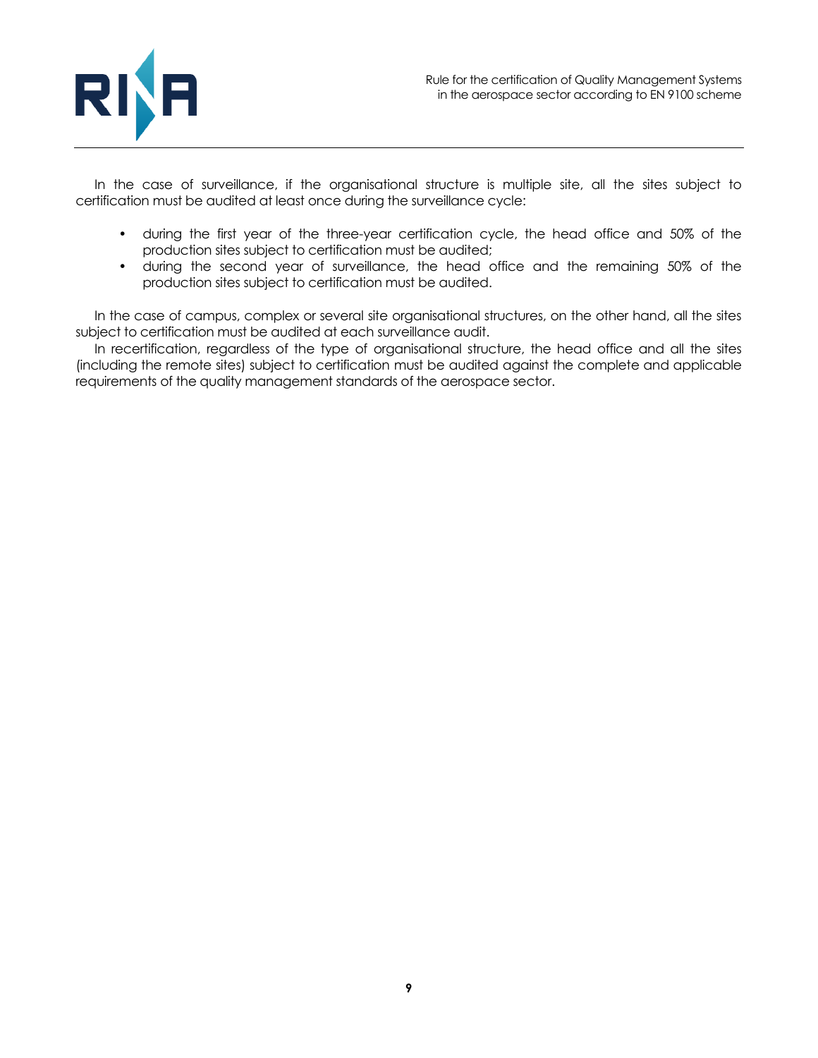In the case of surveillance, if the organisational structure is multiple site, all the sites subject to certification must be audited at least once during the surveillance cycle:

- during the first year of the three-year certification cycle, the head office and 50% of the production sites subject to certification must be audited;
- during the second year of surveillance, the head office and the remaining 50% of the production sites subject to certification must be audited.

In the case of campus, complex or several site organisational structures, on the other hand, all the sites subject to certification must be audited at each surveillance audit.

In recertification, regardless of the type of organisational structure, the head office and all the sites (including the remote sites) subject to certification must be audited against the complete and applicable requirements of the quality management standards of the aerospace sector.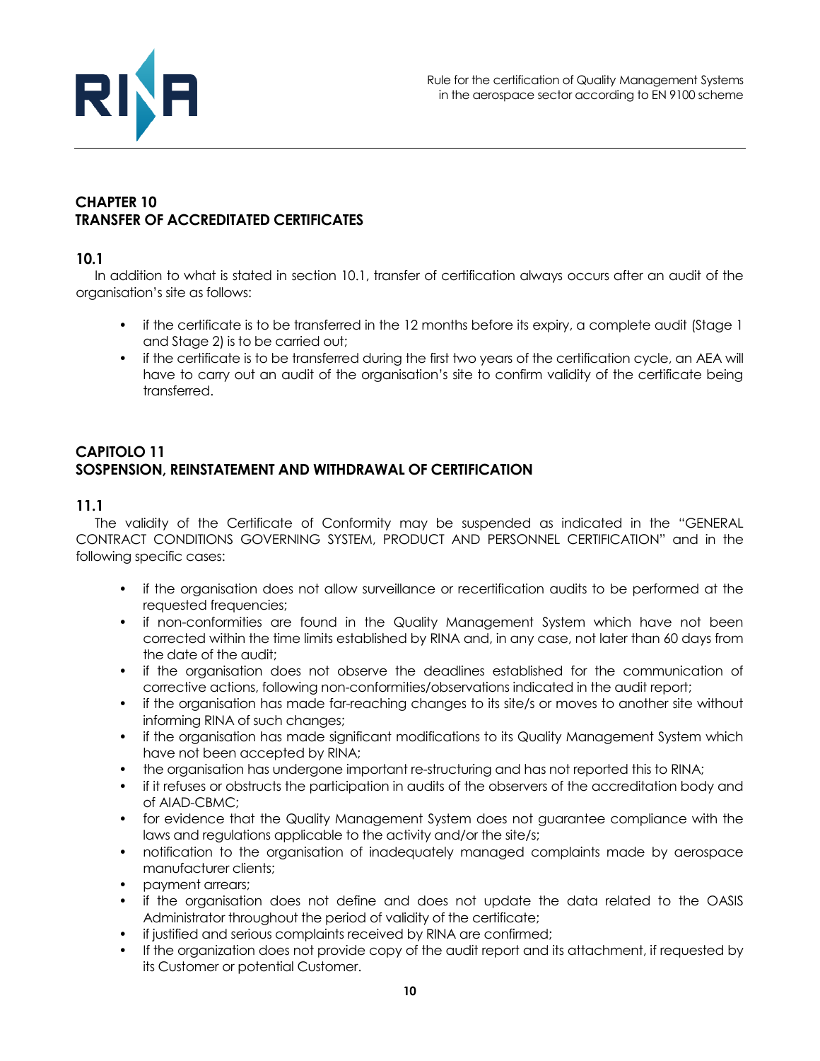## CHAPTER 10
## TRANSFER OF ACCREDITATED CERTIFICATES

### 10.1

In addition to what is stated in section 10.1, transfer of certification always occurs after an audit of the organisation's site as follows:

- if the certificate is to be transferred in the 12 months before its expiry, a complete audit (Stage 1 and Stage 2) is to be carried out;
- if the certificate is to be transferred during the first two years of the certification cycle, an AEA will have to carry out an audit of the organisation's site to confirm validity of the certificate being transferred.

## CAPITOLO 11
## SOSPENSION, REINSTATEMENT AND WITHDRAWAL OF CERTIFICATION

### 11.1

The validity of the Certificate of Conformity may be suspended as indicated in the "GENERAL CONTRACT CONDITIONS GOVERNING SYSTEM, PRODUCT AND PERSONNEL CERTIFICATION" and in the following specific cases:

- if the organisation does not allow surveillance or recertification audits to be performed at the requested frequencies;
- if non-conformities are found in the Quality Management System which have not been corrected within the time limits established by RINA and, in any case, not later than 60 days from the date of the audit;
- if the organisation does not observe the deadlines established for the communication of corrective actions, following non-conformities/observations indicated in the audit report;
- if the organisation has made far-reaching changes to its site/s or moves to another site without informing RINA of such changes;
- if the organisation has made significant modifications to its Quality Management System which have not been accepted by RINA;
- the organisation has undergone important re-structuring and has not reported this to RINA;
- if it refuses or obstructs the participation in audits of the observers of the accreditation body and of AIAD-CBMC;
- for evidence that the Quality Management System does not guarantee compliance with the laws and regulations applicable to the activity and/or the site/s;
- notification to the organisation of inadequately managed complaints made by aerospace manufacturer clients;
- payment arrears;
- if the organisation does not define and does not update the data related to the OASIS Administrator throughout the period of validity of the certificate;
- if justified and serious complaints received by RINA are confirmed;
- If the organization does not provide copy of the audit report and its attachment, if requested by its Customer or potential Customer.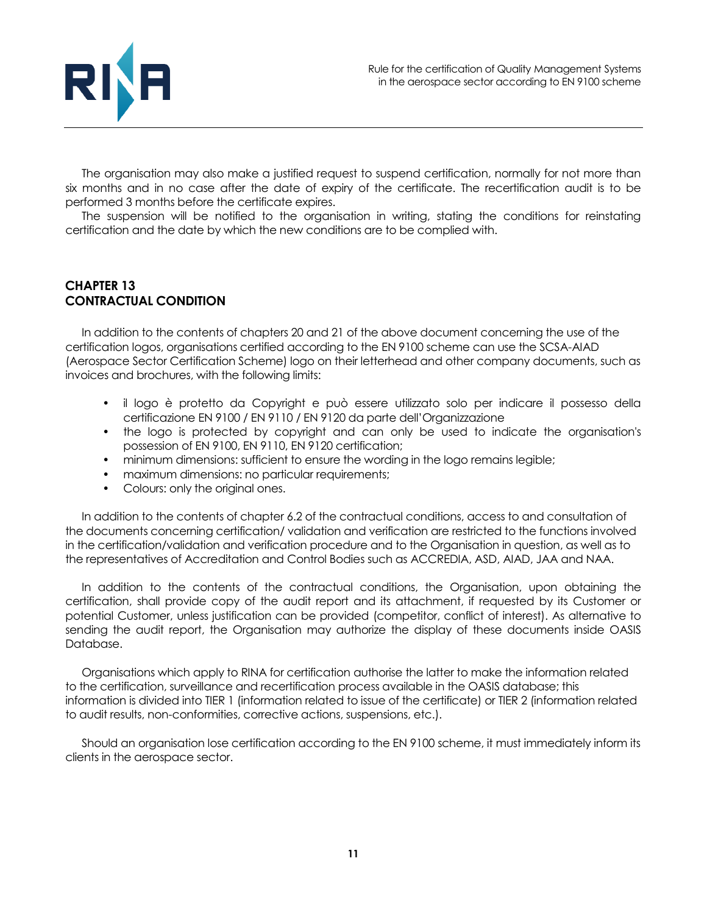The organisation may also make a justified request to suspend certification, normally for not more than six months and in no case after the date of expiry of the certificate. The recertification audit is to be performed 3 months before the certificate expires.

The suspension will be notified to the organisation in writing, stating the conditions for reinstating certification and the date by which the new conditions are to be complied with.

## CHAPTER 13
## CONTRACTUAL CONDITION

In addition to the contents of chapters 20 and 21 of the above document concerning the use of the certification logos, organisations certified according to the EN 9100 scheme can use the SCSA-AIAD (Aerospace Sector Certification Scheme) logo on their letterhead and other company documents, such as invoices and brochures, with the following limits:

- il logo è protetto da Copyright e può essere utilizzato solo per indicare il possesso della certificazione EN 9100 / EN 9110 / EN 9120 da parte dell'Organizzazione
- the logo is protected by copyright and can only be used to indicate the organisation's possession of EN 9100, EN 9110, EN 9120 certification;
- minimum dimensions: sufficient to ensure the wording in the logo remains legible;
- maximum dimensions: no particular requirements;
- Colours: only the original ones.

In addition to the contents of chapter 6.2 of the contractual conditions, access to and consultation of the documents concerning certification/ validation and verification are restricted to the functions involved in the certification/validation and verification procedure and to the Organisation in question, as well as to the representatives of Accreditation and Control Bodies such as ACCREDIA, ASD, AIAD, JAA and NAA.

In addition to the contents of the contractual conditions, the Organisation, upon obtaining the certification, shall provide copy of the audit report and its attachment, if requested by its Customer or potential Customer, unless justification can be provided (competitor, conflict of interest). As alternative to sending the audit report, the Organisation may authorize the display of these documents inside OASIS Database.

Organisations which apply to RINA for certification authorise the latter to make the information related to the certification, surveillance and recertification process available in the OASIS database; this information is divided into TIER 1 (information related to issue of the certificate) or TIER 2 (information related to audit results, non-conformities, corrective actions, suspensions, etc.).

Should an organisation lose certification according to the EN 9100 scheme, it must immediately inform its clients in the aerospace sector.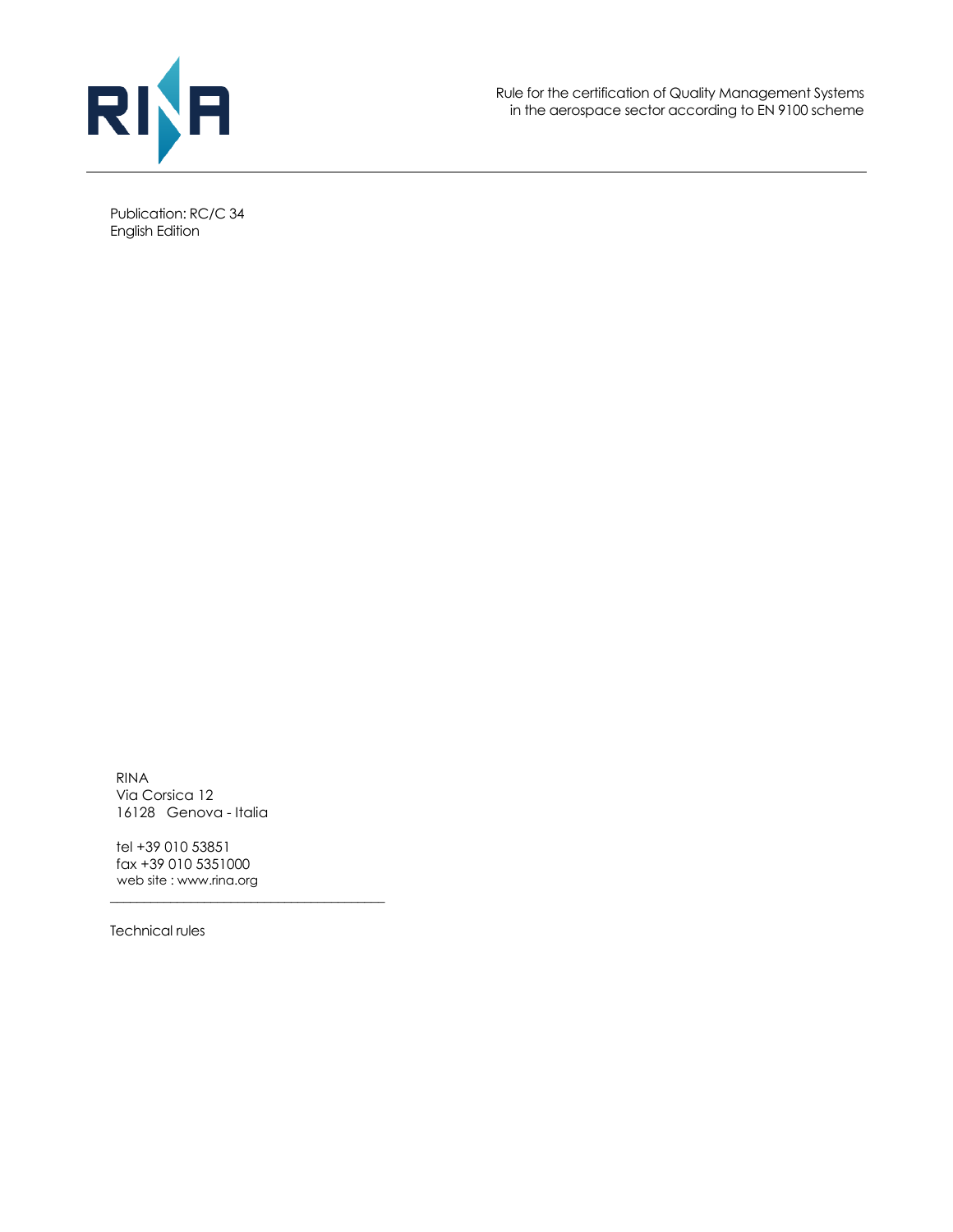Rule for the certification of Quality Management Systems in the aerospace sector according to EN 9100 scheme

Publication: RC/C 34
English Edition

RINA
Via Corsica 12
16128 Genova - Italia

tel +39 010 53851
fax +39 010 5351000
web site : www.rina.org

---

Technical rules